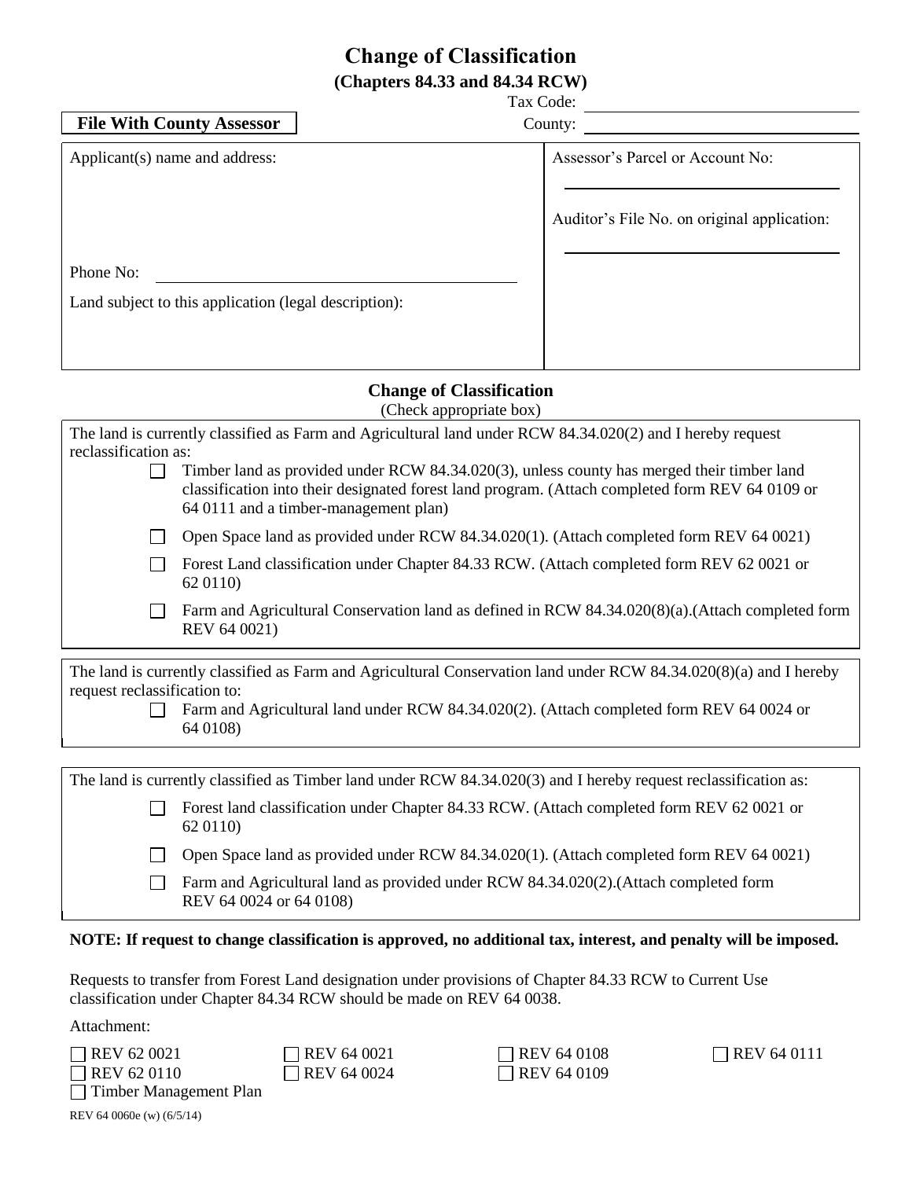# Change of Classification

**(Chapters 84.33 and 84.34 RCW)**

Tax Code: ______________________

**File With County Assessor**

County: ______________________

| Applicant(s) name and address: | Assessor's Parcel or Account No: |
|---|---|
| | Auditor's File No. on original application: |
| Phone No: | |
| Land subject to this application (legal description): | |

## Change of Classification

(Check appropriate box)

The land is currently classified as Farm and Agricultural land under RCW 84.34.020(2) and I hereby request reclassification as:

- ☐ Timber land as provided under RCW 84.34.020(3), unless county has merged their timber land classification into their designated forest land program. (Attach completed form REV 64 0109 or 64 0111 and a timber-management plan)
- ☐ Open Space land as provided under RCW 84.34.020(1). (Attach completed form REV 64 0021)
- ☐ Forest Land classification under Chapter 84.33 RCW. (Attach completed form REV 62 0021 or 62 0110)
- ☐ Farm and Agricultural Conservation land as defined in RCW 84.34.020(8)(a).(Attach completed form REV 64 0021)

The land is currently classified as Farm and Agricultural Conservation land under RCW 84.34.020(8)(a) and I hereby request reclassification to:

- ☐ Farm and Agricultural land under RCW 84.34.020(2). (Attach completed form REV 64 0024 or 64 0108)

The land is currently classified as Timber land under RCW 84.34.020(3) and I hereby request reclassification as:

- ☐ Forest land classification under Chapter 84.33 RCW. (Attach completed form REV 62 0021 or 62 0110)
- ☐ Open Space land as provided under RCW 84.34.020(1). (Attach completed form REV 64 0021)
- ☐ Farm and Agricultural land as provided under RCW 84.34.020(2).(Attach completed form REV 64 0024 or 64 0108)

**NOTE: If request to change classification is approved, no additional tax, interest, and penalty will be imposed.**

Requests to transfer from Forest Land designation under provisions of Chapter 84.33 RCW to Current Use classification under Chapter 84.34 RCW should be made on REV 64 0038.

Attachment:

- ☐ REV 62 0021
- ☐ REV 62 0110
- ☐ Timber Management Plan
- ☐ REV 64 0021
- ☐ REV 64 0024
- ☐ REV 64 0108
- ☐ REV 64 0109
- ☐ REV 64 0111

REV 64 0060e (w) (6/5/14)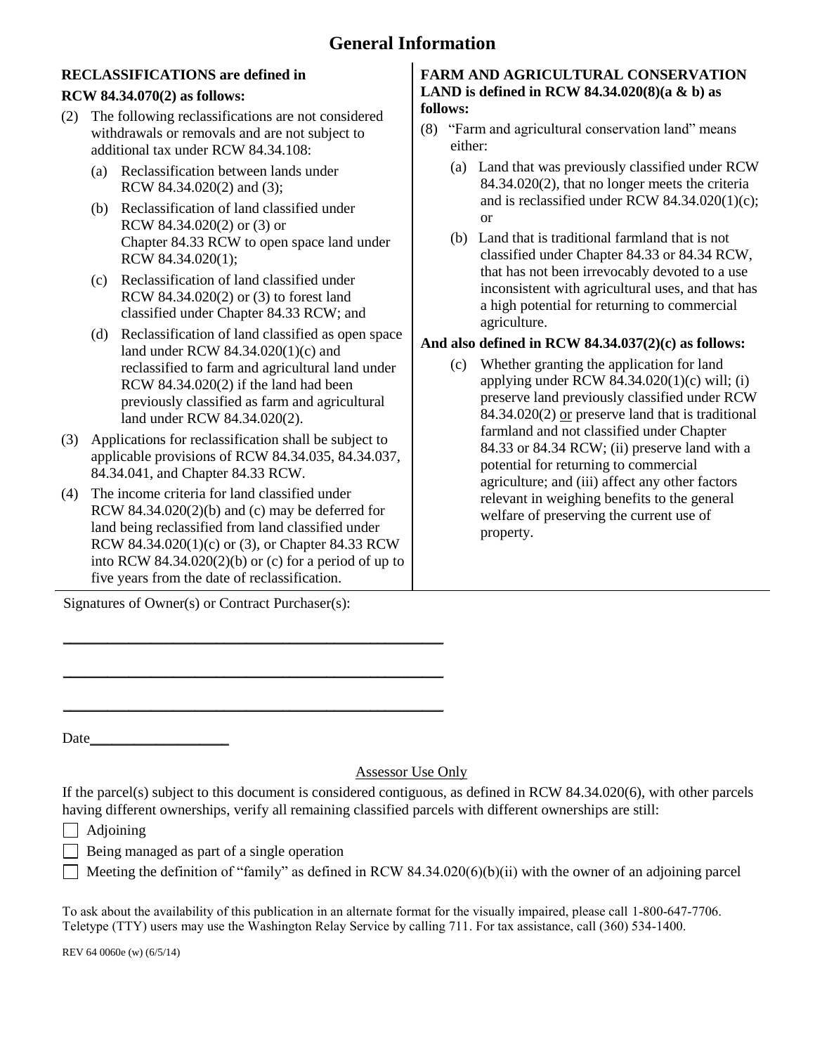# General Information

**RECLASSIFICATIONS are defined in RCW 84.34.070(2) as follows:**

(2) The following reclassifications are not considered withdrawals or removals and are not subject to additional tax under RCW 84.34.108:

- (a) Reclassification between lands under RCW 84.34.020(2) and (3);
- (b) Reclassification of land classified under RCW 84.34.020(2) or (3) or Chapter 84.33 RCW to open space land under RCW 84.34.020(1);
- (c) Reclassification of land classified under RCW 84.34.020(2) or (3) to forest land classified under Chapter 84.33 RCW; and
- (d) Reclassification of land classified as open space land under RCW 84.34.020(1)(c) and reclassified to farm and agricultural land under RCW 84.34.020(2) if the land had been previously classified as farm and agricultural land under RCW 84.34.020(2).

(3) Applications for reclassification shall be subject to applicable provisions of RCW 84.34.035, 84.34.037, 84.34.041, and Chapter 84.33 RCW.

(4) The income criteria for land classified under RCW 84.34.020(2)(b) and (c) may be deferred for land being reclassified from land classified under RCW 84.34.020(1)(c) or (3), or Chapter 84.33 RCW into RCW 84.34.020(2)(b) or (c) for a period of up to five years from the date of reclassification.

**FARM AND AGRICULTURAL CONSERVATION LAND is defined in RCW 84.34.020(8)(a & b) as follows:**

(8) "Farm and agricultural conservation land" means either:

- (a) Land that was previously classified under RCW 84.34.020(2), that no longer meets the criteria and is reclassified under RCW 84.34.020(1)(c); or
- (b) Land that is traditional farmland that is not classified under Chapter 84.33 or 84.34 RCW, that has not been irrevocably devoted to a use inconsistent with agricultural uses, and that has a high potential for returning to commercial agriculture.

**And also defined in RCW 84.34.037(2)(c) as follows:**

- (c) Whether granting the application for land applying under RCW 84.34.020(1)(c) will; (i) preserve land previously classified under RCW 84.34.020(2) or preserve land that is traditional farmland and not classified under Chapter 84.33 or 84.34 RCW; (ii) preserve land with a potential for returning to commercial agriculture; and (iii) affect any other factors relevant in weighing benefits to the general welfare of preserving the current use of property.

Signatures of Owner(s) or Contract Purchaser(s):

\_\_\_\_\_\_\_\_\_\_\_\_\_\_\_\_\_\_\_\_\_\_\_\_\_\_\_\_\_\_\_\_\_\_\_\_\_\_\_\_\_\_\_\_

\_\_\_\_\_\_\_\_\_\_\_\_\_\_\_\_\_\_\_\_\_\_\_\_\_\_\_\_\_\_\_\_\_\_\_\_\_\_\_\_\_\_\_\_

\_\_\_\_\_\_\_\_\_\_\_\_\_\_\_\_\_\_\_\_\_\_\_\_\_\_\_\_\_\_\_\_\_\_\_\_\_\_\_\_\_\_\_\_

Date\_\_\_\_\_\_\_\_\_\_\_\_\_\_\_\_\_\_

Assessor Use Only

If the parcel(s) subject to this document is considered contiguous, as defined in RCW 84.34.020(6), with other parcels having different ownerships, verify all remaining classified parcels with different ownerships are still:

- ☐ Adjoining
- ☐ Being managed as part of a single operation
- ☐ Meeting the definition of "family" as defined in RCW 84.34.020(6)(b)(ii) with the owner of an adjoining parcel

To ask about the availability of this publication in an alternate format for the visually impaired, please call 1-800-647-7706. Teletype (TTY) users may use the Washington Relay Service by calling 711. For tax assistance, call (360) 534-1400.

REV 64 0060e (w) (6/5/14)